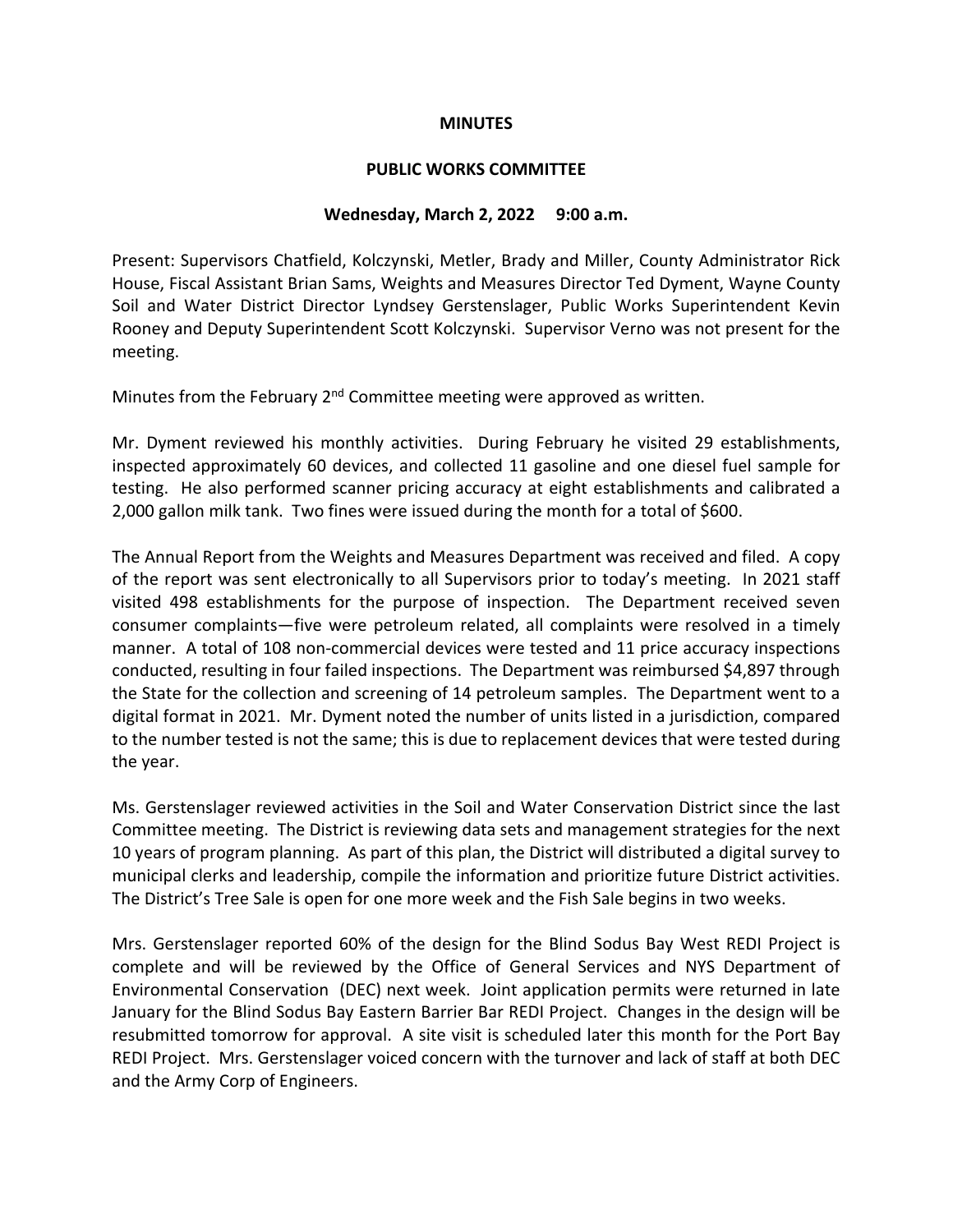**MINUTES**

**PUBLIC WORKS COMMITTEE**

**Wednesday, March 2, 2022 9:00 a.m.**

Present: Supervisors Chatfield, Kolczynski, Metler, Brady and Miller, County Administrator Rick House, Fiscal Assistant Brian Sams, Weights and Measures Director Ted Dyment, Wayne County Soil and Water District Director Lyndsey Gerstenslager, Public Works Superintendent Kevin Rooney and Deputy Superintendent Scott Kolczynski. Supervisor Verno was not present for the meeting.

Minutes from the February 2nd Committee meeting were approved as written.

Mr. Dyment reviewed his monthly activities. During February he visited 29 establishments, inspected approximately 60 devices, and collected 11 gasoline and one diesel fuel sample for testing. He also performed scanner pricing accuracy at eight establishments and calibrated a 2,000 gallon milk tank. Two fines were issued during the month for a total of $600.

The Annual Report from the Weights and Measures Department was received and filed. A copy of the report was sent electronically to all Supervisors prior to today's meeting. In 2021 staff visited 498 establishments for the purpose of inspection. The Department received seven consumer complaints—five were petroleum related, all complaints were resolved in a timely manner. A total of 108 non-commercial devices were tested and 11 price accuracy inspections conducted, resulting in four failed inspections. The Department was reimbursed $4,897 through the State for the collection and screening of 14 petroleum samples. The Department went to a digital format in 2021. Mr. Dyment noted the number of units listed in a jurisdiction, compared to the number tested is not the same; this is due to replacement devices that were tested during the year.

Ms. Gerstenslager reviewed activities in the Soil and Water Conservation District since the last Committee meeting. The District is reviewing data sets and management strategies for the next 10 years of program planning. As part of this plan, the District will distributed a digital survey to municipal clerks and leadership, compile the information and prioritize future District activities. The District's Tree Sale is open for one more week and the Fish Sale begins in two weeks.

Mrs. Gerstenslager reported 60% of the design for the Blind Sodus Bay West REDI Project is complete and will be reviewed by the Office of General Services and NYS Department of Environmental Conservation (DEC) next week. Joint application permits were returned in late January for the Blind Sodus Bay Eastern Barrier Bar REDI Project. Changes in the design will be resubmitted tomorrow for approval. A site visit is scheduled later this month for the Port Bay REDI Project. Mrs. Gerstenslager voiced concern with the turnover and lack of staff at both DEC and the Army Corp of Engineers.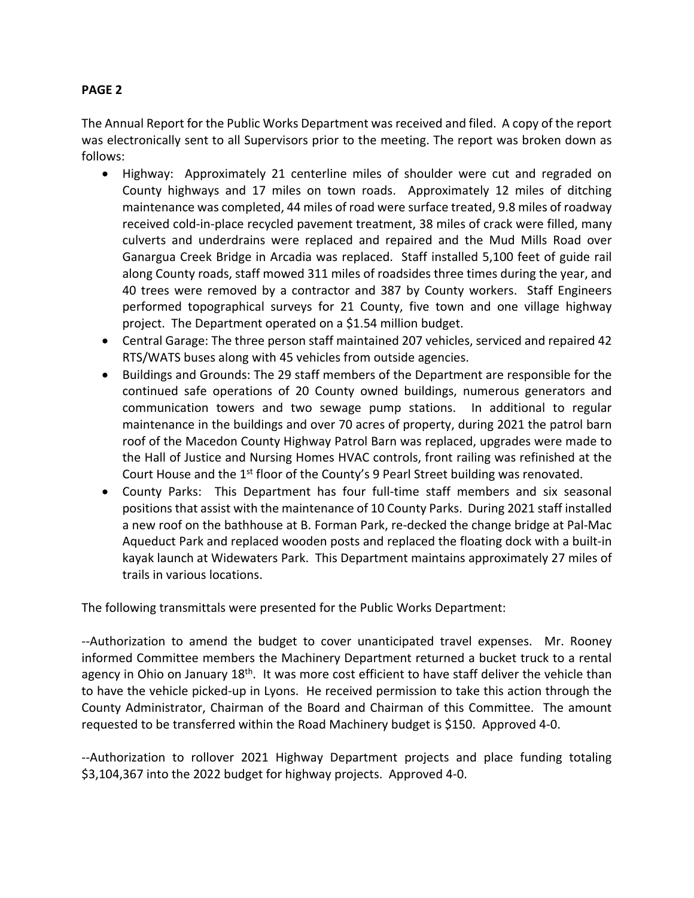**PAGE 2**

The Annual Report for the Public Works Department was received and filed. A copy of the report was electronically sent to all Supervisors prior to the meeting. The report was broken down as follows:

- Highway: Approximately 21 centerline miles of shoulder were cut and regraded on County highways and 17 miles on town roads. Approximately 12 miles of ditching maintenance was completed, 44 miles of road were surface treated, 9.8 miles of roadway received cold-in-place recycled pavement treatment, 38 miles of crack were filled, many culverts and underdrains were replaced and repaired and the Mud Mills Road over Ganargua Creek Bridge in Arcadia was replaced. Staff installed 5,100 feet of guide rail along County roads, staff mowed 311 miles of roadsides three times during the year, and 40 trees were removed by a contractor and 387 by County workers. Staff Engineers performed topographical surveys for 21 County, five town and one village highway project. The Department operated on a $1.54 million budget.
- Central Garage: The three person staff maintained 207 vehicles, serviced and repaired 42 RTS/WATS buses along with 45 vehicles from outside agencies.
- Buildings and Grounds: The 29 staff members of the Department are responsible for the continued safe operations of 20 County owned buildings, numerous generators and communication towers and two sewage pump stations. In additional to regular maintenance in the buildings and over 70 acres of property, during 2021 the patrol barn roof of the Macedon County Highway Patrol Barn was replaced, upgrades were made to the Hall of Justice and Nursing Homes HVAC controls, front railing was refinished at the Court House and the 1st floor of the County's 9 Pearl Street building was renovated.
- County Parks: This Department has four full-time staff members and six seasonal positions that assist with the maintenance of 10 County Parks. During 2021 staff installed a new roof on the bathhouse at B. Forman Park, re-decked the change bridge at Pal-Mac Aqueduct Park and replaced wooden posts and replaced the floating dock with a built-in kayak launch at Widewaters Park. This Department maintains approximately 27 miles of trails in various locations.

The following transmittals were presented for the Public Works Department:

--Authorization to amend the budget to cover unanticipated travel expenses. Mr. Rooney informed Committee members the Machinery Department returned a bucket truck to a rental agency in Ohio on January 18th. It was more cost efficient to have staff deliver the vehicle than to have the vehicle picked-up in Lyons. He received permission to take this action through the County Administrator, Chairman of the Board and Chairman of this Committee. The amount requested to be transferred within the Road Machinery budget is $150. Approved 4-0.

--Authorization to rollover 2021 Highway Department projects and place funding totaling $3,104,367 into the 2022 budget for highway projects. Approved 4-0.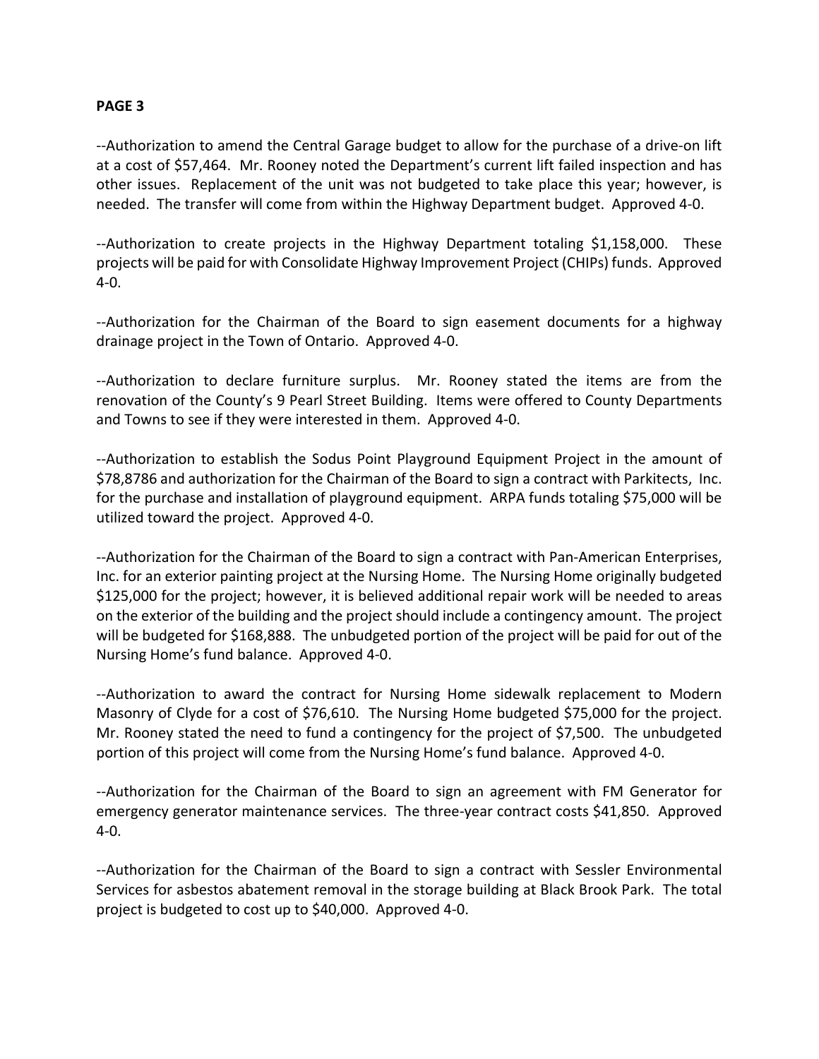**PAGE 3**

--Authorization to amend the Central Garage budget to allow for the purchase of a drive-on lift at a cost of $57,464. Mr. Rooney noted the Department's current lift failed inspection and has other issues. Replacement of the unit was not budgeted to take place this year; however, is needed. The transfer will come from within the Highway Department budget. Approved 4-0.

--Authorization to create projects in the Highway Department totaling $1,158,000. These projects will be paid for with Consolidate Highway Improvement Project (CHIPs) funds. Approved 4-0.

--Authorization for the Chairman of the Board to sign easement documents for a highway drainage project in the Town of Ontario. Approved 4-0.

--Authorization to declare furniture surplus. Mr. Rooney stated the items are from the renovation of the County's 9 Pearl Street Building. Items were offered to County Departments and Towns to see if they were interested in them. Approved 4-0.

--Authorization to establish the Sodus Point Playground Equipment Project in the amount of $78,8786 and authorization for the Chairman of the Board to sign a contract with Parkitects, Inc. for the purchase and installation of playground equipment. ARPA funds totaling $75,000 will be utilized toward the project. Approved 4-0.

--Authorization for the Chairman of the Board to sign a contract with Pan-American Enterprises, Inc. for an exterior painting project at the Nursing Home. The Nursing Home originally budgeted $125,000 for the project; however, it is believed additional repair work will be needed to areas on the exterior of the building and the project should include a contingency amount. The project will be budgeted for $168,888. The unbudgeted portion of the project will be paid for out of the Nursing Home's fund balance. Approved 4-0.

--Authorization to award the contract for Nursing Home sidewalk replacement to Modern Masonry of Clyde for a cost of $76,610. The Nursing Home budgeted $75,000 for the project. Mr. Rooney stated the need to fund a contingency for the project of $7,500. The unbudgeted portion of this project will come from the Nursing Home's fund balance. Approved 4-0.

--Authorization for the Chairman of the Board to sign an agreement with FM Generator for emergency generator maintenance services. The three-year contract costs $41,850. Approved 4-0.

--Authorization for the Chairman of the Board to sign a contract with Sessler Environmental Services for asbestos abatement removal in the storage building at Black Brook Park. The total project is budgeted to cost up to $40,000. Approved 4-0.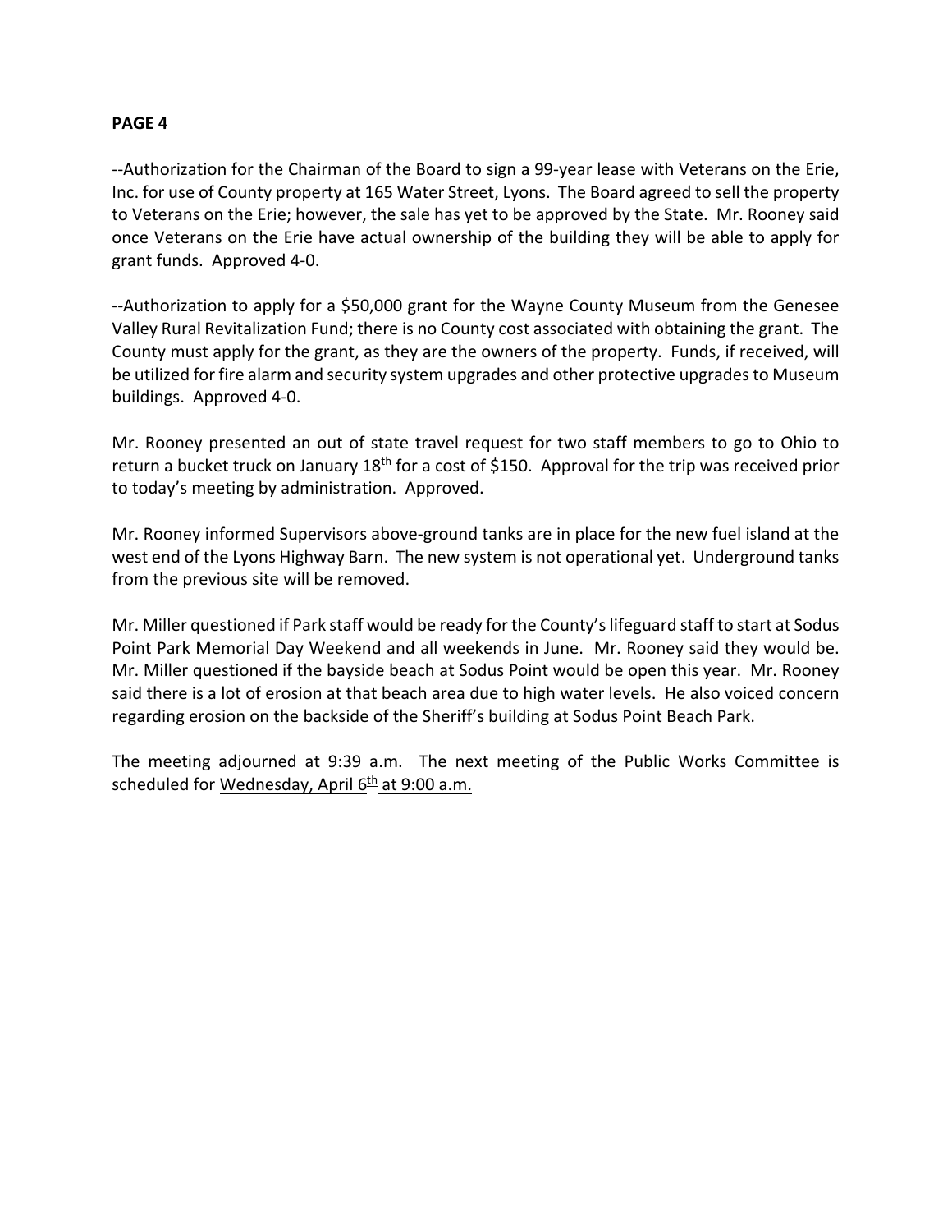**PAGE 4**

--Authorization for the Chairman of the Board to sign a 99-year lease with Veterans on the Erie, Inc. for use of County property at 165 Water Street, Lyons. The Board agreed to sell the property to Veterans on the Erie; however, the sale has yet to be approved by the State. Mr. Rooney said once Veterans on the Erie have actual ownership of the building they will be able to apply for grant funds. Approved 4-0.

--Authorization to apply for a $50,000 grant for the Wayne County Museum from the Genesee Valley Rural Revitalization Fund; there is no County cost associated with obtaining the grant. The County must apply for the grant, as they are the owners of the property. Funds, if received, will be utilized for fire alarm and security system upgrades and other protective upgrades to Museum buildings. Approved 4-0.

Mr. Rooney presented an out of state travel request for two staff members to go to Ohio to return a bucket truck on January 18th for a cost of $150. Approval for the trip was received prior to today's meeting by administration. Approved.

Mr. Rooney informed Supervisors above-ground tanks are in place for the new fuel island at the west end of the Lyons Highway Barn. The new system is not operational yet. Underground tanks from the previous site will be removed.

Mr. Miller questioned if Park staff would be ready for the County's lifeguard staff to start at Sodus Point Park Memorial Day Weekend and all weekends in June. Mr. Rooney said they would be. Mr. Miller questioned if the bayside beach at Sodus Point would be open this year. Mr. Rooney said there is a lot of erosion at that beach area due to high water levels. He also voiced concern regarding erosion on the backside of the Sheriff's building at Sodus Point Beach Park.

The meeting adjourned at 9:39 a.m. The next meeting of the Public Works Committee is scheduled for <u>Wednesday, April 6th at 9:00 a.m.</u>